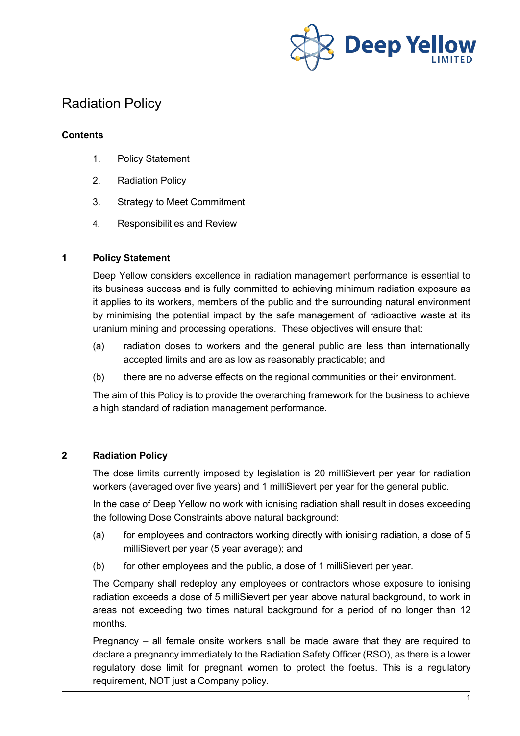# Radiation Policy

**Contents**

1. Policy Statement
2. Radiation Policy
3. Strategy to Meet Commitment
4. Responsibilities and Review

## 1 Policy Statement

Deep Yellow considers excellence in radiation management performance is essential to its business success and is fully committed to achieving minimum radiation exposure as it applies to its workers, members of the public and the surrounding natural environment by minimising the potential impact by the safe management of radioactive waste at its uranium mining and processing operations. These objectives will ensure that:

(a) radiation doses to workers and the general public are less than internationally accepted limits and are as low as reasonably practicable; and

(b) there are no adverse effects on the regional communities or their environment.

The aim of this Policy is to provide the overarching framework for the business to achieve a high standard of radiation management performance.

## 2 Radiation Policy

The dose limits currently imposed by legislation is 20 milliSievert per year for radiation workers (averaged over five years) and 1 milliSievert per year for the general public.

In the case of Deep Yellow no work with ionising radiation shall result in doses exceeding the following Dose Constraints above natural background:

(a) for employees and contractors working directly with ionising radiation, a dose of 5 milliSievert per year (5 year average); and

(b) for other employees and the public, a dose of 1 milliSievert per year.

The Company shall redeploy any employees or contractors whose exposure to ionising radiation exceeds a dose of 5 milliSievert per year above natural background, to work in areas not exceeding two times natural background for a period of no longer than 12 months.

Pregnancy – all female onsite workers shall be made aware that they are required to declare a pregnancy immediately to the Radiation Safety Officer (RSO), as there is a lower regulatory dose limit for pregnant women to protect the foetus. This is a regulatory requirement, NOT just a Company policy.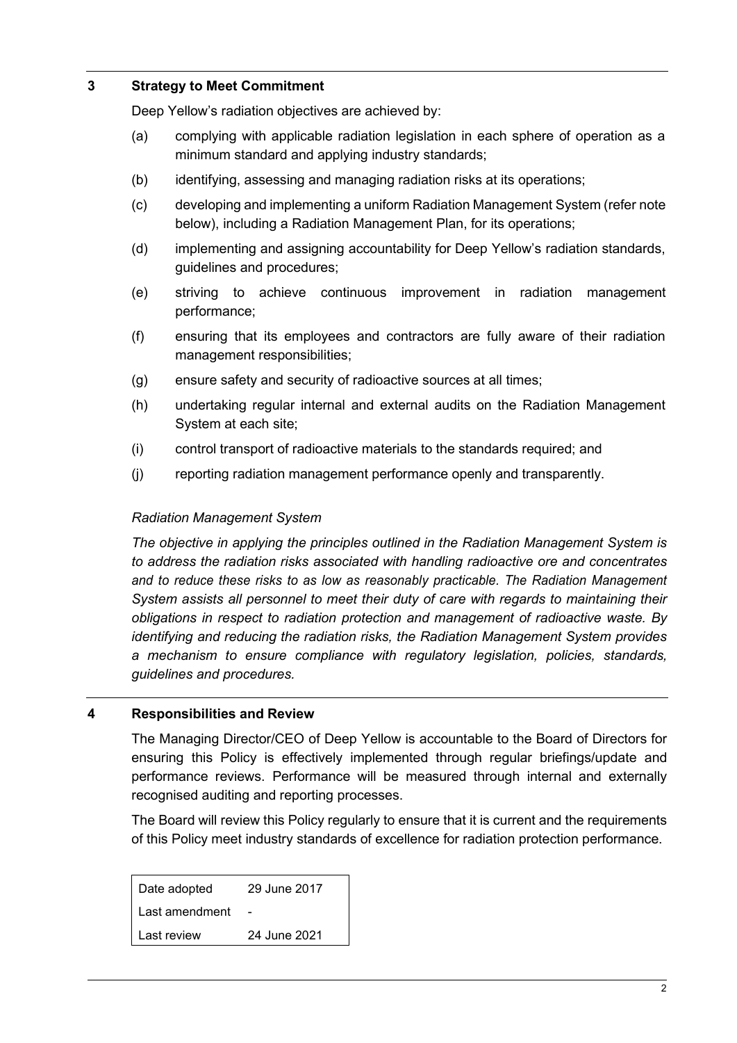## 3 Strategy to Meet Commitment

Deep Yellow's radiation objectives are achieved by:

(a) complying with applicable radiation legislation in each sphere of operation as a minimum standard and applying industry standards;

(b) identifying, assessing and managing radiation risks at its operations;

(c) developing and implementing a uniform Radiation Management System (refer note below), including a Radiation Management Plan, for its operations;

(d) implementing and assigning accountability for Deep Yellow's radiation standards, guidelines and procedures;

(e) striving to achieve continuous improvement in radiation management performance;

(f) ensuring that its employees and contractors are fully aware of their radiation management responsibilities;

(g) ensure safety and security of radioactive sources at all times;

(h) undertaking regular internal and external audits on the Radiation Management System at each site;

(i) control transport of radioactive materials to the standards required; and

(j) reporting radiation management performance openly and transparently.

*Radiation Management System*

*The objective in applying the principles outlined in the Radiation Management System is to address the radiation risks associated with handling radioactive ore and concentrates and to reduce these risks to as low as reasonably practicable. The Radiation Management System assists all personnel to meet their duty of care with regards to maintaining their obligations in respect to radiation protection and management of radioactive waste. By identifying and reducing the radiation risks, the Radiation Management System provides a mechanism to ensure compliance with regulatory legislation, policies, standards, guidelines and procedures.*

## 4 Responsibilities and Review

The Managing Director/CEO of Deep Yellow is accountable to the Board of Directors for ensuring this Policy is effectively implemented through regular briefings/update and performance reviews. Performance will be measured through internal and externally recognised auditing and reporting processes.

The Board will review this Policy regularly to ensure that it is current and the requirements of this Policy meet industry standards of excellence for radiation protection performance.

| | |
|---|---|
| Date adopted | 29 June 2017 |
| Last amendment | - |
| Last review | 24 June 2021 |